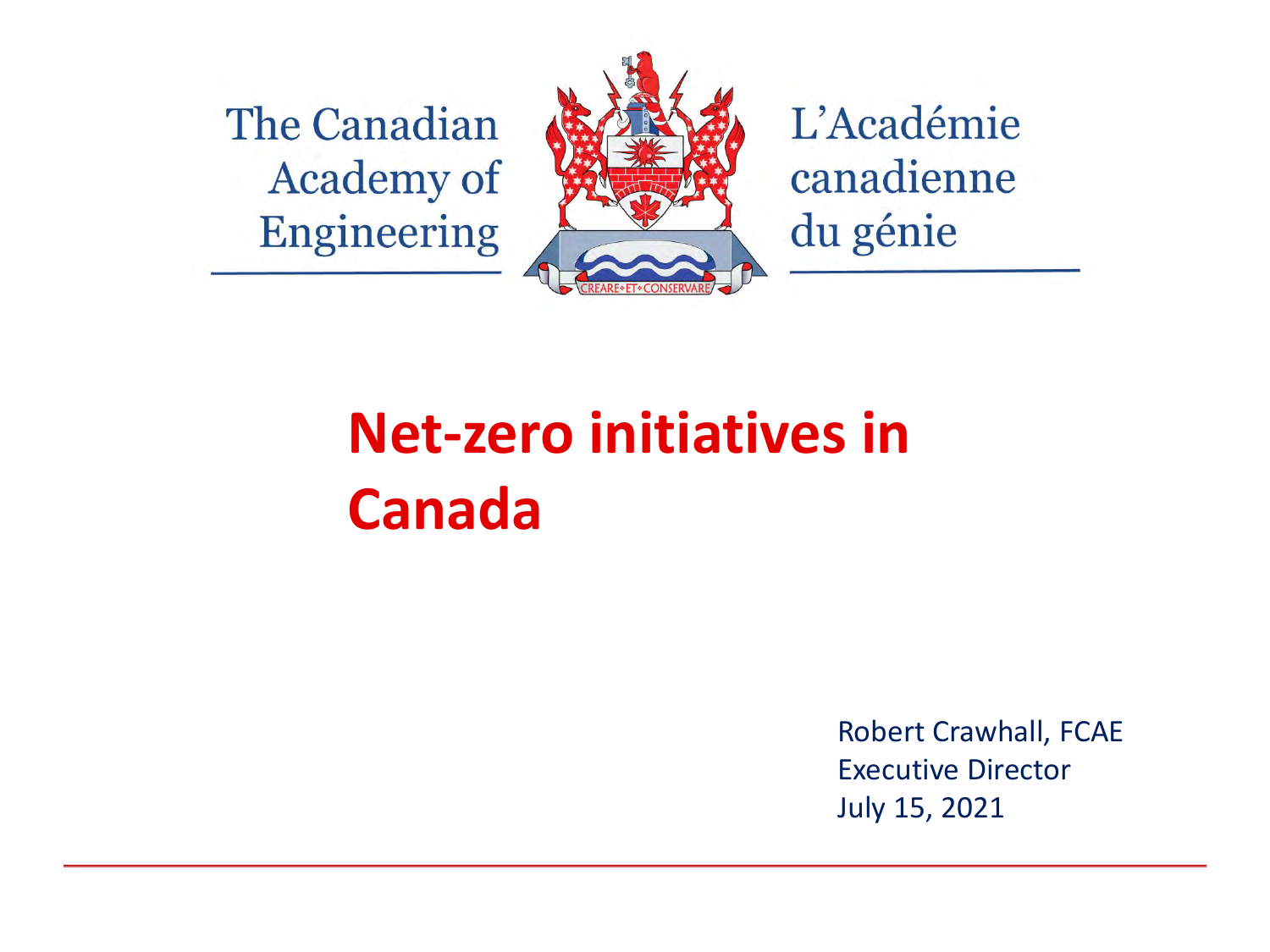The Canadian Academy of Engineering

L'Académie canadienne du génie

CREARE ET CONSERVARE

# Net-zero initiatives in Canada

Robert Crawhall, FCAE
Executive Director
July 15, 2021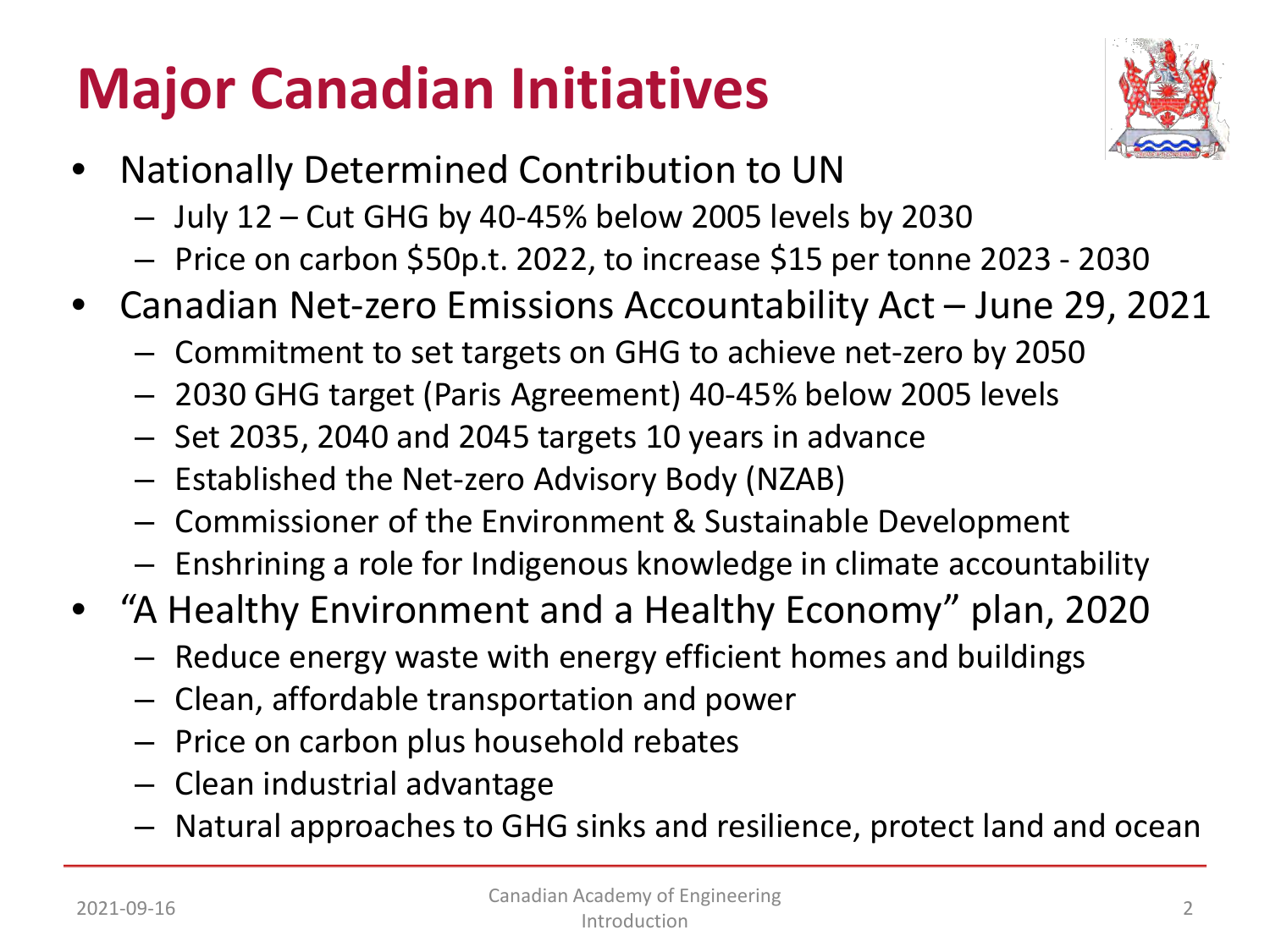# Major Canadian Initiatives

- Nationally Determined Contribution to UN
  - July 12 – Cut GHG by 40-45% below 2005 levels by 2030
  - Price on carbon $50p.t. 2022, to increase $15 per tonne 2023 - 2030
- Canadian Net-zero Emissions Accountability Act – June 29, 2021
  - Commitment to set targets on GHG to achieve net-zero by 2050
  - 2030 GHG target (Paris Agreement) 40-45% below 2005 levels
  - Set 2035, 2040 and 2045 targets 10 years in advance
  - Established the Net-zero Advisory Body (NZAB)
  - Commissioner of the Environment & Sustainable Development
  - Enshrining a role for Indigenous knowledge in climate accountability
- "A Healthy Environment and a Healthy Economy" plan, 2020
  - Reduce energy waste with energy efficient homes and buildings
  - Clean, affordable transportation and power
  - Price on carbon plus household rebates
  - Clean industrial advantage
  - Natural approaches to GHG sinks and resilience, protect land and ocean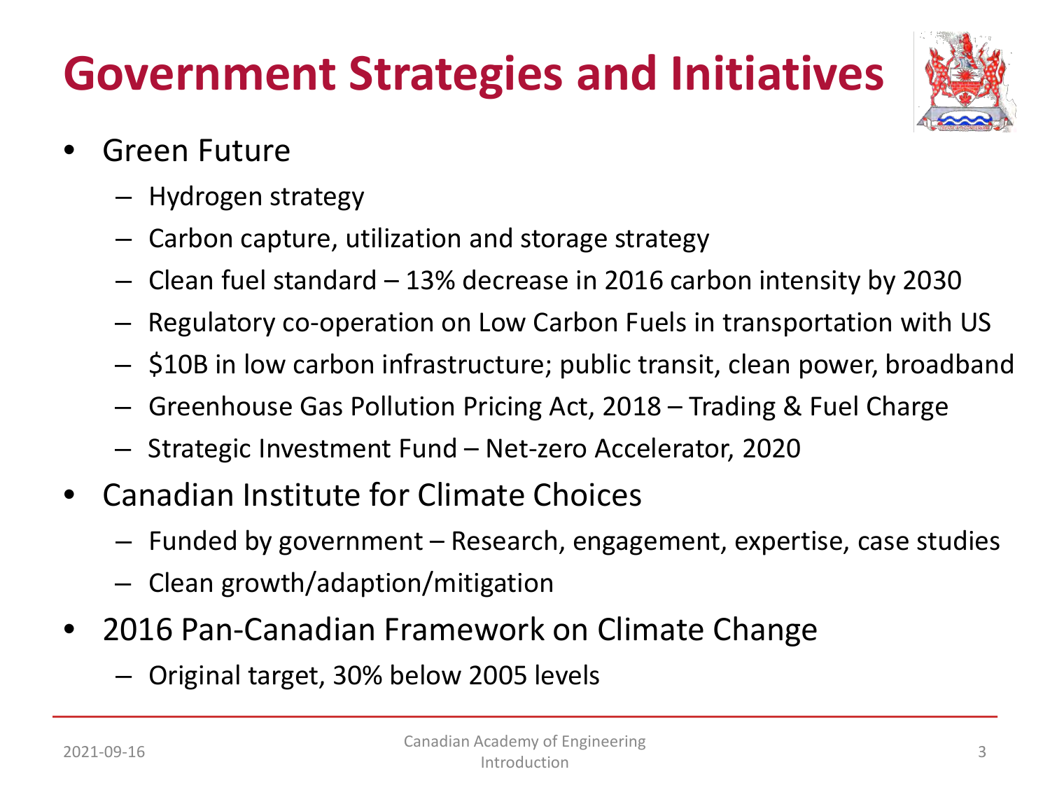# Government Strategies and Initiatives

- Green Future
  - Hydrogen strategy
  - Carbon capture, utilization and storage strategy
  - Clean fuel standard – 13% decrease in 2016 carbon intensity by 2030
  - Regulatory co-operation on Low Carbon Fuels in transportation with US
  - $10B in low carbon infrastructure; public transit, clean power, broadband
  - Greenhouse Gas Pollution Pricing Act, 2018 – Trading & Fuel Charge
  - Strategic Investment Fund – Net-zero Accelerator, 2020
- Canadian Institute for Climate Choices
  - Funded by government – Research, engagement, expertise, case studies
  - Clean growth/adaption/mitigation
- 2016 Pan-Canadian Framework on Climate Change
  - Original target, 30% below 2005 levels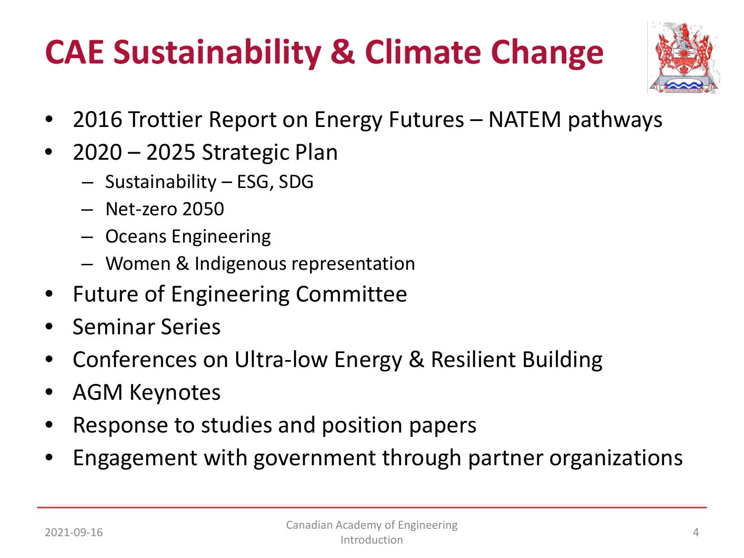# CAE Sustainability & Climate Change

- 2016 Trottier Report on Energy Futures – NATEM pathways
- 2020 – 2025 Strategic Plan
  - Sustainability – ESG, SDG
  - Net-zero 2050
  - Oceans Engineering
  - Women & Indigenous representation
- Future of Engineering Committee
- Seminar Series
- Conferences on Ultra-low Energy & Resilient Building
- AGM Keynotes
- Response to studies and position papers
- Engagement with government through partner organizations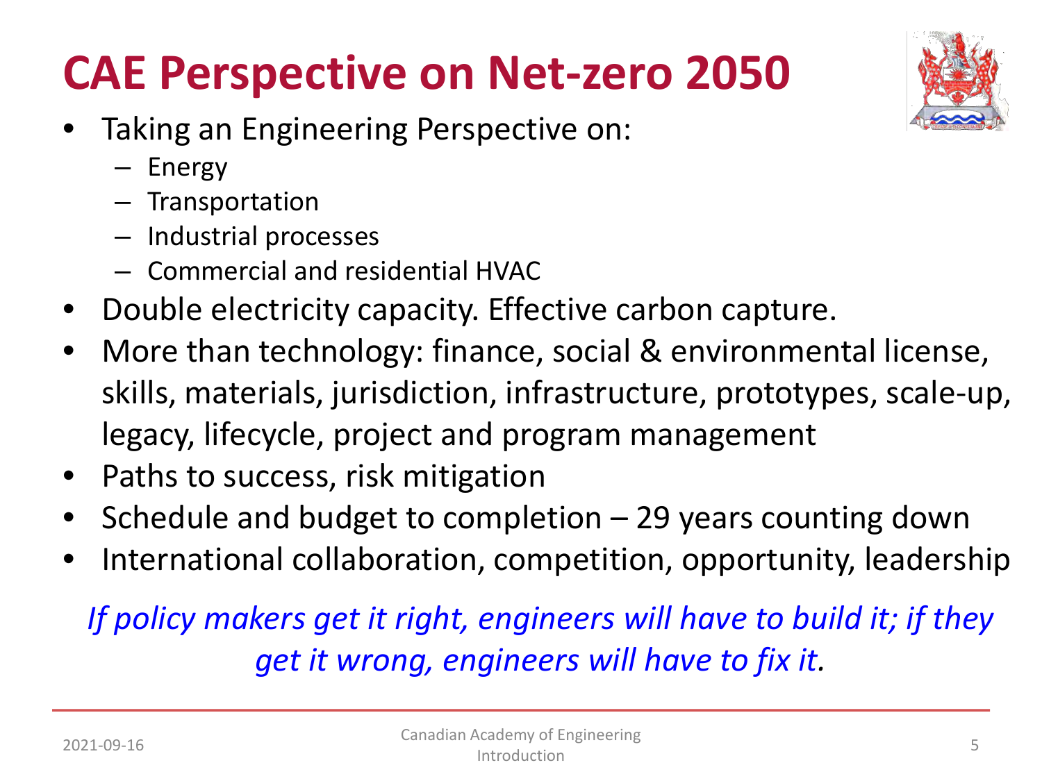# CAE Perspective on Net-zero 2050

- Taking an Engineering Perspective on:
  - Energy
  - Transportation
  - Industrial processes
  - Commercial and residential HVAC
- Double electricity capacity. Effective carbon capture.
- More than technology: finance, social & environmental license, skills, materials, jurisdiction, infrastructure, prototypes, scale-up, legacy, lifecycle, project and program management
- Paths to success, risk mitigation
- Schedule and budget to completion – 29 years counting down
- International collaboration, competition, opportunity, leadership

*If policy makers get it right, engineers will have to build it; if they get it wrong, engineers will have to fix it.*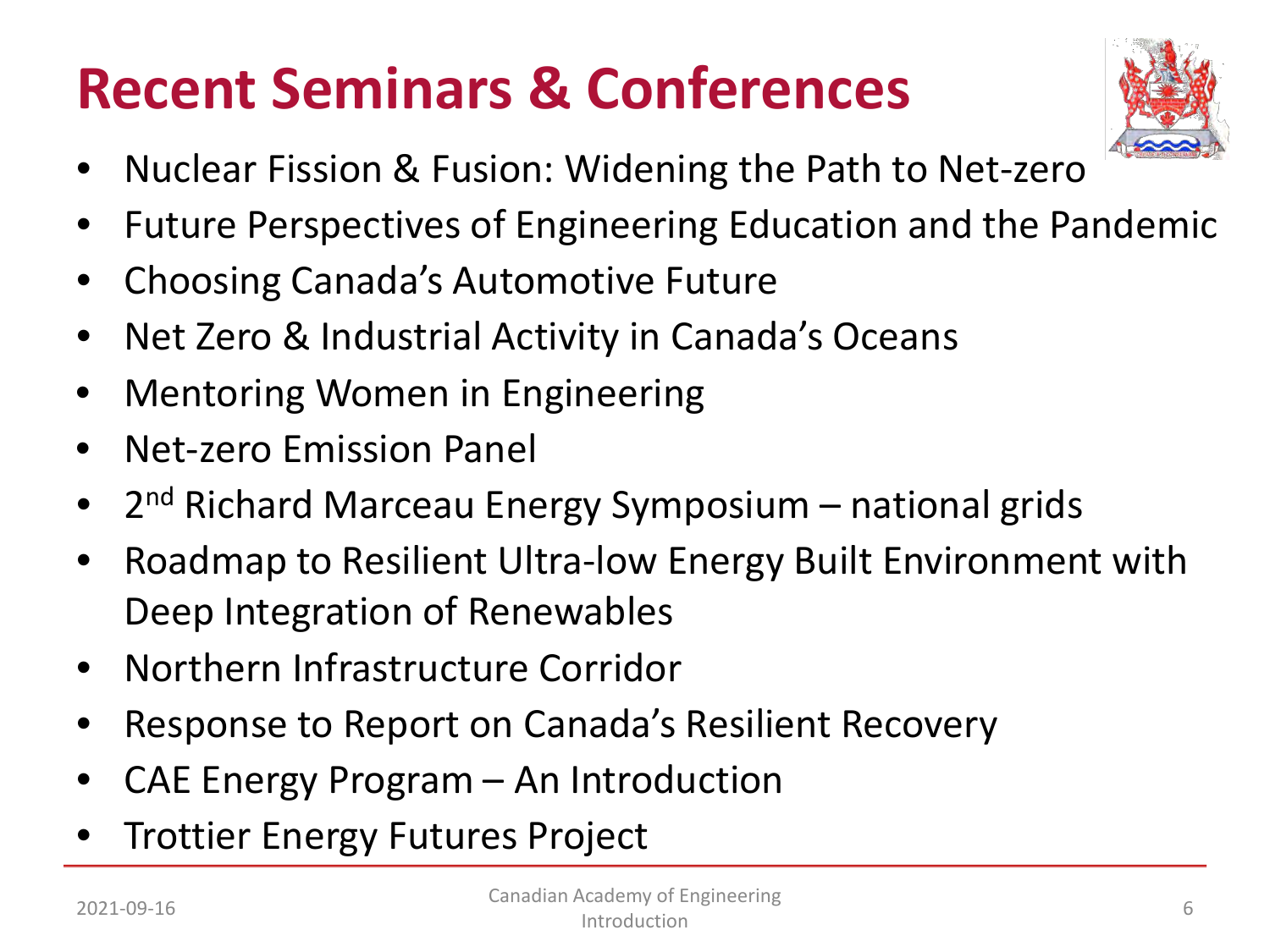# Recent Seminars & Conferences

- Nuclear Fission & Fusion: Widening the Path to Net-zero
- Future Perspectives of Engineering Education and the Pandemic
- Choosing Canada's Automotive Future
- Net Zero & Industrial Activity in Canada's Oceans
- Mentoring Women in Engineering
- Net-zero Emission Panel
- 2$^{nd}$ Richard Marceau Energy Symposium – national grids
- Roadmap to Resilient Ultra-low Energy Built Environment with Deep Integration of Renewables
- Northern Infrastructure Corridor
- Response to Report on Canada's Resilient Recovery
- CAE Energy Program – An Introduction
- Trottier Energy Futures Project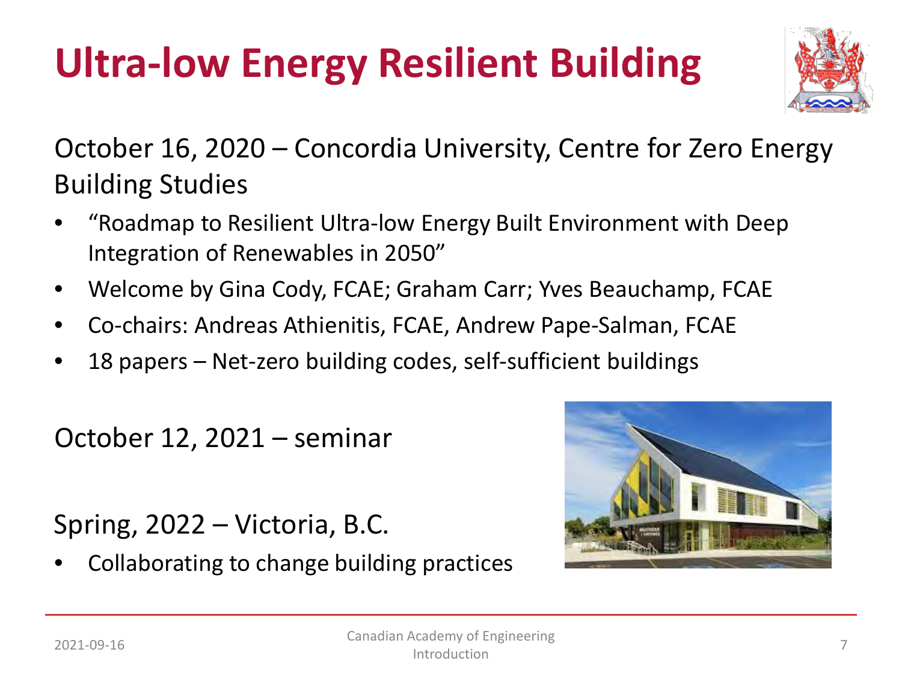# Ultra-low Energy Resilient Building

October 16, 2020 – Concordia University, Centre for Zero Energy Building Studies

- "Roadmap to Resilient Ultra-low Energy Built Environment with Deep Integration of Renewables in 2050"
- Welcome by Gina Cody, FCAE; Graham Carr; Yves Beauchamp, FCAE
- Co-chairs: Andreas Athienitis, FCAE, Andrew Pape-Salman, FCAE
- 18 papers – Net-zero building codes, self-sufficient buildings

October 12, 2021 – seminar

Spring, 2022 – Victoria, B.C.

- Collaborating to change building practices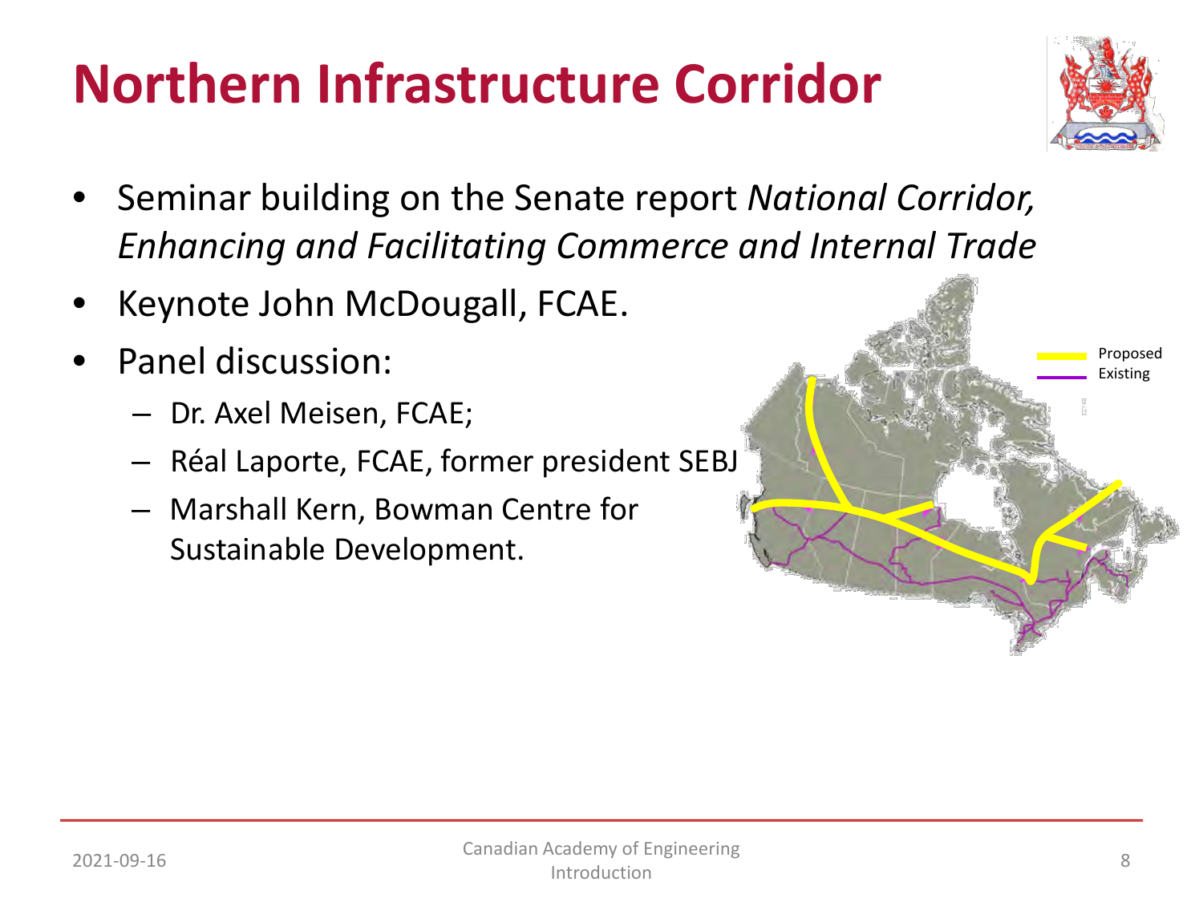# Northern Infrastructure Corridor

- Seminar building on the Senate report *National Corridor, Enhancing and Facilitating Commerce and Internal Trade*
- Keynote John McDougall, FCAE.
- Panel discussion:
  - Dr. Axel Meisen, FCAE;
  - Réal Laporte, FCAE, former president SEBJ
  - Marshall Kern, Bowman Centre for Sustainable Development.

Proposed
Existing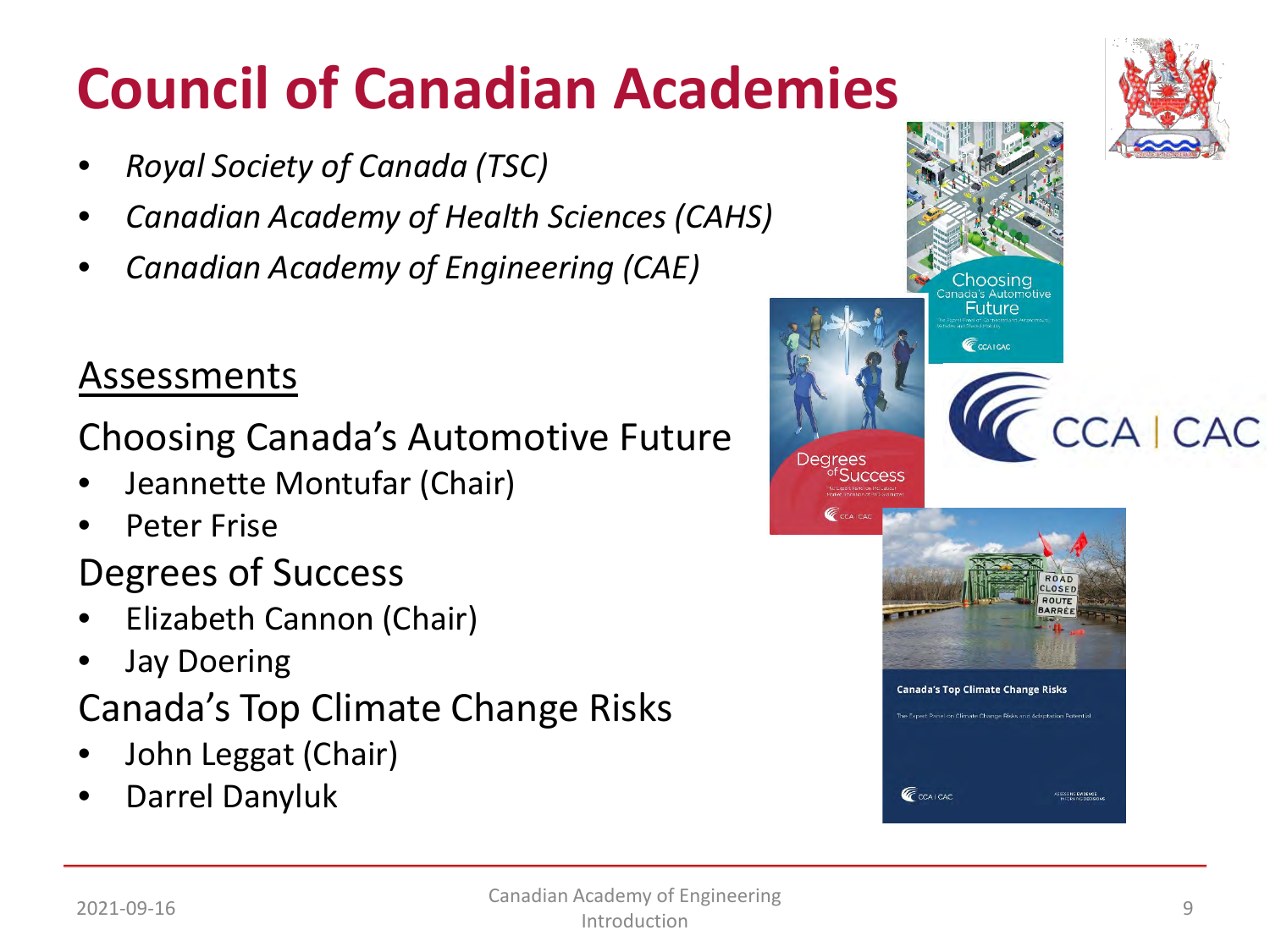# Council of Canadian Academies

- *Royal Society of Canada (TSC)*
- *Canadian Academy of Health Sciences (CAHS)*
- *Canadian Academy of Engineering (CAE)*

## Assessments

### Choosing Canada's Automotive Future

- Jeannette Montufar (Chair)
- Peter Frise

### Degrees of Success

- Elizabeth Cannon (Chair)
- Jay Doering

### Canada's Top Climate Change Risks

- John Leggat (Chair)
- Darrel Danyluk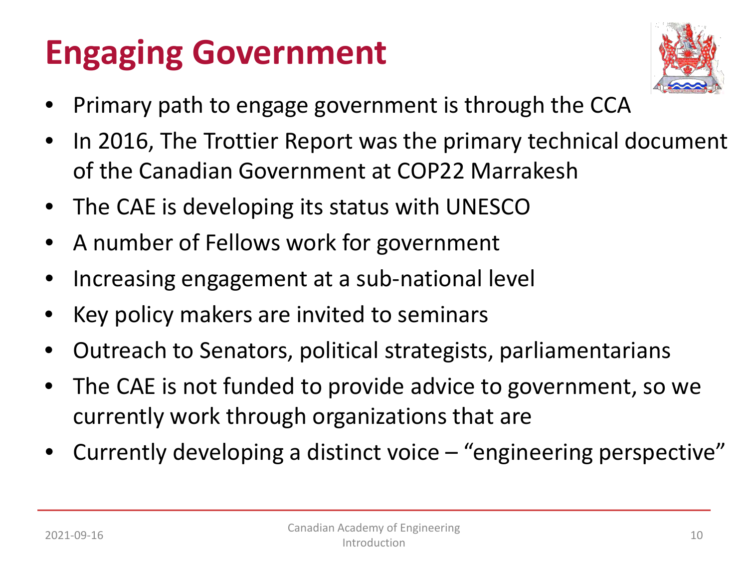# Engaging Government

- Primary path to engage government is through the CCA
- In 2016, The Trottier Report was the primary technical document of the Canadian Government at COP22 Marrakesh
- The CAE is developing its status with UNESCO
- A number of Fellows work for government
- Increasing engagement at a sub-national level
- Key policy makers are invited to seminars
- Outreach to Senators, political strategists, parliamentarians
- The CAE is not funded to provide advice to government, so we currently work through organizations that are
- Currently developing a distinct voice – "engineering perspective"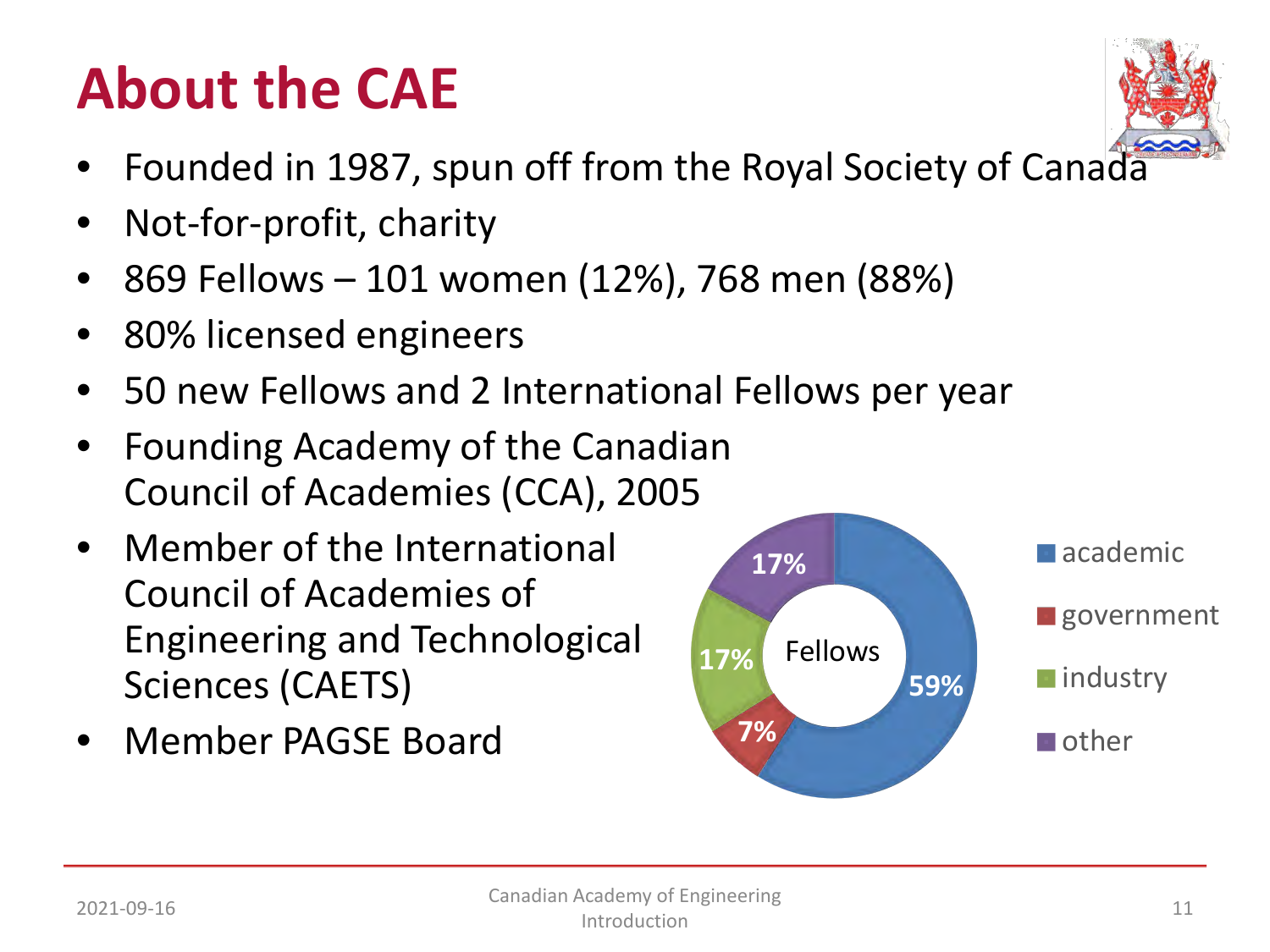# About the CAE

- Founded in 1987, spun off from the Royal Society of Canada
- Not-for-profit, charity
- 869 Fellows – 101 women (12%), 768 men (88%)
- 80% licensed engineers
- 50 new Fellows and 2 International Fellows per year
- Founding Academy of the Canadian Council of Academies (CCA), 2005
- Member of the International Council of Academies of Engineering and Technological Sciences (CAETS)
- Member PAGSE Board

Fellows

59%

7%

17%

17%

academic

government

industry

other